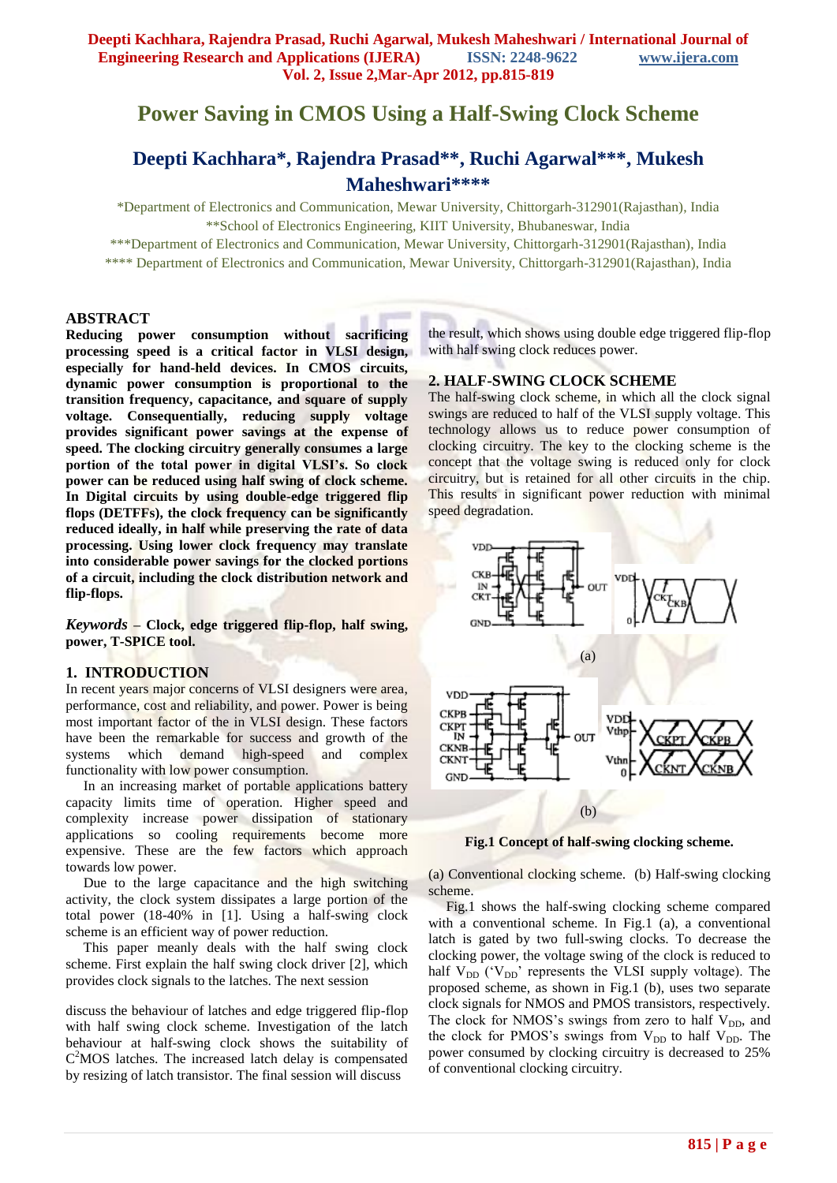# Power Saving in CMOS Using a Half-Swing Clock Scheme

## Deepti Kachhara*, Rajendra Prasad**, Ruchi Agarwal***, Mukesh Maheshwari****

*Department of Electronics and Communication, Mewar University, Chittorgarh-312901(Rajasthan), India

**School of Electronics Engineering, KIIT University, Bhubaneswar, India

***Department of Electronics and Communication, Mewar University, Chittorgarh-312901(Rajasthan), India

**** Department of Electronics and Communication, Mewar University, Chittorgarh-312901(Rajasthan), India

## ABSTRACT

**Reducing power consumption without sacrificing processing speed is a critical factor in VLSI design, especially for hand-held devices. In CMOS circuits, dynamic power consumption is proportional to the transition frequency, capacitance, and square of supply voltage. Consequentially, reducing supply voltage provides significant power savings at the expense of speed. The clocking circuitry generally consumes a large portion of the total power in digital VLSI's. So clock power can be reduced using half swing of clock scheme. In Digital circuits by using double-edge triggered flip flops (DETFFs), the clock frequency can be significantly reduced ideally, in half while preserving the rate of data processing. Using lower clock frequency may translate into considerable power savings for the clocked portions of a circuit, including the clock distribution network and flip-flops.**

***Keywords*** **– Clock, edge triggered flip-flop, half swing, power, T-SPICE tool.**

## 1. INTRODUCTION

In recent years major concerns of VLSI designers were area, performance, cost and reliability, and power. Power is being most important factor of the in VLSI design. These factors have been the remarkable for success and growth of the systems which demand high-speed and complex functionality with low power consumption.

In an increasing market of portable applications battery capacity limits time of operation. Higher speed and complexity increase power dissipation of stationary applications so cooling requirements become more expensive. These are the few factors which approach towards low power.

Due to the large capacitance and the high switching activity, the clock system dissipates a large portion of the total power (18-40% in [1]. Using a half-swing clock scheme is an efficient way of power reduction.

This paper meanly deals with the half swing clock scheme. First explain the half swing clock driver [2], which provides clock signals to the latches. The next session discuss the behaviour of latches and edge triggered flip-flop with half swing clock scheme. Investigation of the latch behaviour at half-swing clock shows the suitability of $C^2$MOS latches. The increased latch delay is compensated by resizing of latch transistor. The final session will discuss the result, which shows using double edge triggered flip-flop with half swing clock reduces power.

## 2. HALF-SWING CLOCK SCHEME

The half-swing clock scheme, in which all the clock signal swings are reduced to half of the VLSI supply voltage. This technology allows us to reduce power consumption of clocking circuitry. The key to the clocking scheme is the concept that the voltage swing is reduced only for clock circuitry, but is retained for all other circuits in the chip. This results in significant power reduction with minimal speed degradation.

(a)

(b)

**Fig.1 Concept of half-swing clocking scheme.**

(a) Conventional clocking scheme. (b) Half-swing clocking scheme.

Fig.1 shows the half-swing clocking scheme compared with a conventional scheme. In Fig.1 (a), a conventional latch is gated by two full-swing clocks. To decrease the clocking power, the voltage swing of the clock is reduced to half $V_{DD}$ ('$V_{DD}$' represents the VLSI supply voltage). The proposed scheme, as shown in Fig.1 (b), uses two separate clock signals for NMOS and PMOS transistors, respectively. The clock for NMOS's swings from zero to half $V_{DD}$, and the clock for PMOS's swings from $V_{DD}$ to half $V_{DD}$. The power consumed by clocking circuitry is decreased to 25% of conventional clocking circuitry.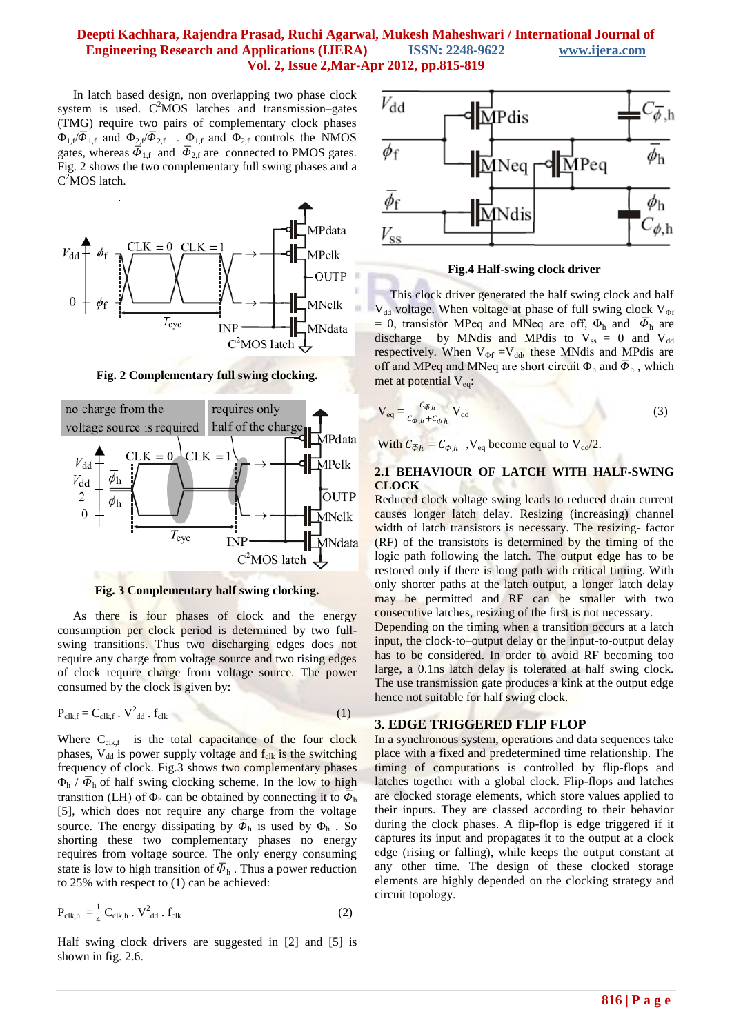In latch based design, non overlapping two phase clock system is used. $C^2MOS$ latches and transmission–gates (TMG) require two pairs of complementary clock phases $\Phi_{1,f}/\overline{\Phi}_{1,f}$ and $\Phi_{2,f}/\overline{\Phi}_{2,f}$ . $\Phi_{1,f}$ and $\Phi_{2,f}$ controls the NMOS gates, whereas $\overline{\Phi}_{1,f}$ and $\overline{\Phi}_{2,f}$ are connected to PMOS gates. Fig. 2 shows the two complementary full swing phases and a $C^2MOS$ latch.

**Fig. 2 Complementary full swing clocking.**

**Fig. 3 Complementary half swing clocking.**

As there is four phases of clock and the energy consumption per clock period is determined by two full-swing transitions. Thus two discharging edges does not require any charge from voltage source and two rising edges of clock require charge from voltage source. The power consumed by the clock is given by:

$$P_{clk,f} = C_{clk,f} \cdot V^2_{dd} \cdot f_{clk} \tag{1}$$

Where $C_{clk,f}$ is the total capacitance of the four clock phases, $V_{dd}$ is power supply voltage and $f_{clk}$ is the switching frequency of clock. Fig.3 shows two complementary phases $\Phi_h$ / $\overline{\Phi}_h$ of half swing clocking scheme. In the low to high transition (LH) of $\Phi_h$ can be obtained by connecting it to $\overline{\Phi}_h$ [5], which does not require any charge from the voltage source. The energy dissipating by $\overline{\Phi}_h$ is used by $\Phi_h$ . So shorting these two complementary phases no energy requires from voltage source. The only energy consuming state is low to high transition of $\overline{\Phi}_h$ . Thus a power reduction to 25% with respect to (1) can be achieved:

$$P_{clk,h} = \frac{1}{4} C_{clk,h} \cdot V^2_{dd} \cdot f_{clk} \tag{2}$$

Half swing clock drivers are suggested in [2] and [5] is shown in fig. 2.6.

**Fig.4 Half-swing clock driver**

This clock driver generated the half swing clock and half $V_{dd}$ voltage. When voltage at phase of full swing clock $V_{\Phi f} = 0$, transistor MPeq and MNeq are off, $\Phi_h$ and $\overline{\Phi}_h$ are discharge by MNdis and MPdis to $V_{ss} = 0$ and $V_{dd}$ respectively. When $V_{\Phi f} = V_{dd}$, these MNdis and MPdis are off and MPeq and MNeq are short circuit $\Phi_h$ and $\overline{\Phi}_h$ , which met at potential $V_{eq}$:

$$V_{eq} = \frac{C_{\overline{\Phi},h}}{C_{\Phi,h} + C_{\overline{\Phi},h}} V_{dd} \tag{3}$$

With $C_{\overline{\Phi}h} = C_{\Phi,h}$ , $V_{eq}$ become equal to $V_{dd}/2$.

### 2.1 BEHAVIOUR OF LATCH WITH HALF-SWING CLOCK

Reduced clock voltage swing leads to reduced drain current causes longer latch delay. Resizing (increasing) channel width of latch transistors is necessary. The resizing- factor (RF) of the transistors is determined by the timing of the logic path following the latch. The output edge has to be restored only if there is long path with critical timing. With only shorter paths at the latch output, a longer latch delay may be permitted and RF can be smaller with two consecutive latches, resizing of the first is not necessary. Depending on the timing when a transition occurs at a latch input, the clock-to–output delay or the input-to-output delay has to be considered. In order to avoid RF becoming too large, a 0.1ns latch delay is tolerated at half swing clock. The use transmission gate produces a kink at the output edge hence not suitable for half swing clock.

## 3. EDGE TRIGGERED FLIP FLOP

In a synchronous system, operations and data sequences take place with a fixed and predetermined time relationship. The timing of computations is controlled by flip-flops and latches together with a global clock. Flip-flops and latches are clocked storage elements, which store values applied to their inputs. They are classed according to their behavior during the clock phases. A flip-flop is edge triggered if it captures its input and propagates it to the output at a clock edge (rising or falling), while keeps the output constant at any other time. The design of these clocked storage elements are highly depended on the clocking strategy and circuit topology.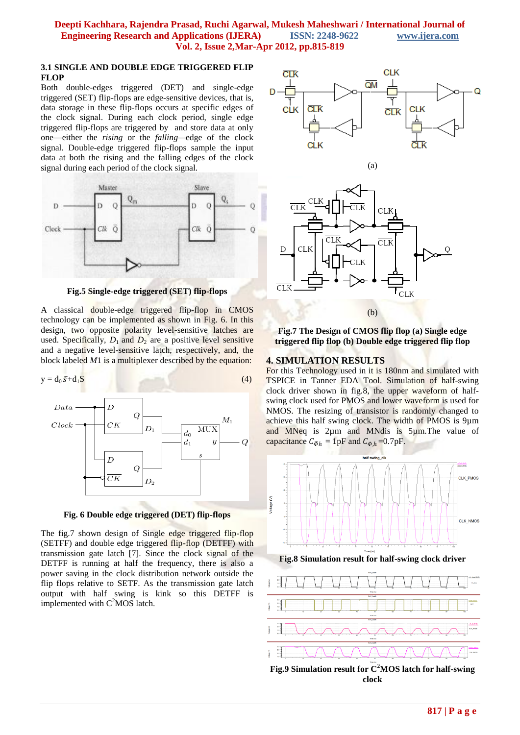### 3.1 SINGLE AND DOUBLE EDGE TRIGGERED FLIP FLOP

Both double-edges triggered (DET) and single-edge triggered (SET) flip-flops are edge-sensitive devices, that is, data storage in these flip-flops occurs at specific edges of the clock signal. During each clock period, single edge triggered flip-flops are triggered by and store data at only one—either the *rising* or the *falling*—edge of the clock signal. Double-edge triggered flip-flops sample the input data at both the rising and the falling edges of the clock signal during each period of the clock signal.

**Fig.5 Single-edge triggered (SET) flip-flops**

A classical double-edge triggered flip-flop in CMOS technology can be implemented as shown in Fig. 6. In this design, two opposite polarity level-sensitive latches are used. Specifically, $D_1$ and $D_2$ are a positive level sensitive and a negative level-sensitive latch, respectively, and, the block labeled *M*1 is a multiplexer described by the equation:

$$y = d_0\bar{s} + d_1 S \quad (4)$$

**Fig. 6 Double edge triggered (DET) flip-flops**

The fig.7 shown design of Single edge triggered flip-flop (SETFF) and double edge triggered flip-flop (DETFF) with transmission gate latch [7]. Since the clock signal of the DETFF is running at half the frequency, there is also a power saving in the clock distribution network outside the flip flops relative to SETF. As the transmission gate latch output with half swing is kink so this DETFF is implemented with $C^2$MOS latch.

(a)

(b)

**Fig.7 The Design of CMOS flip flop (a) Single edge triggered flip flop (b) Double edge triggered flip flop**

## 4. SIMULATION RESULTS

For this Technology used in it is 180nm and simulated with TSPICE in Tanner EDA Tool. Simulation of half-swing clock driver shown in fig.8, the upper waveform of half-swing clock used for PMOS and lower waveform is used for NMOS. The resizing of transistor is randomly changed to achieve this half swing clock. The width of PMOS is 9µm and MNeq is 2µm and MNdis is 5µm.The value of capacitance $C_{\bar{\Phi}h}$ = 1pF and $C_{\Phi,h}$ =0.7pF.

**Fig.8 Simulation result for half-swing clock driver**

**Fig.9 Simulation result for $C^2$MOS latch for half-swing clock**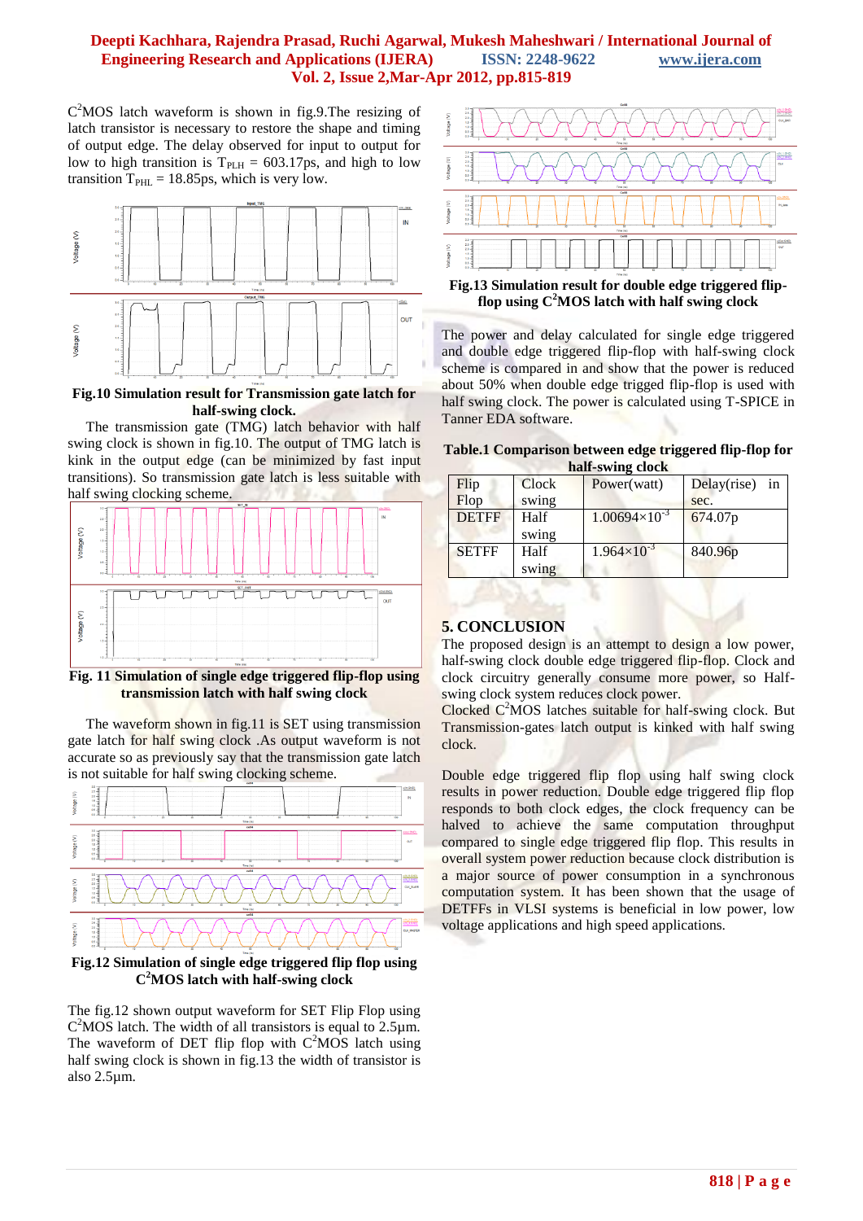$C^2$MOS latch waveform is shown in fig.9.The resizing of latch transistor is necessary to restore the shape and timing of output edge. The delay observed for input to output for low to high transition is $T_{PLH}$ = 603.17ps, and high to low transition $T_{PHL}$ = 18.85ps, which is very low.

**Fig.10 Simulation result for Transmission gate latch for half-swing clock.**

The transmission gate (TMG) latch behavior with half swing clock is shown in fig.10. The output of TMG latch is kink in the output edge (can be minimized by fast input transitions). So transmission gate latch is less suitable with half swing clocking scheme.

**Fig. 11 Simulation of single edge triggered flip-flop using transmission latch with half swing clock**

The waveform shown in fig.11 is SET using transmission gate latch for half swing clock .As output waveform is not accurate so as previously say that the transmission gate latch is not suitable for half swing clocking scheme.

**Fig.12 Simulation of single edge triggered flip flop using $C^2$MOS latch with half-swing clock**

The fig.12 shown output waveform for SET Flip Flop using $C^2$MOS latch. The width of all transistors is equal to 2.5µm. The waveform of DET flip flop with $C^2$MOS latch using half swing clock is shown in fig.13 the width of transistor is also 2.5µm.

**Fig.13 Simulation result for double edge triggered flip-flop using $C^2$MOS latch with half swing clock**

The power and delay calculated for single edge triggered and double edge triggered flip-flop with half-swing clock scheme is compared in and show that the power is reduced about 50% when double edge trigged flip-flop is used with half swing clock. The power is calculated using T-SPICE in Tanner EDA software.

**Table.1 Comparison between edge triggered flip-flop for half-swing clock**

| Flip Flop | Clock swing | Power(watt) | Delay(rise) in sec. |
|---|---|---|---|
| DETFF | Half swing | $1.00694\times10^{-3}$ | 674.07p |
| SETFF | Half swing | $1.964\times10^{-3}$ | 840.96p |

## 5. CONCLUSION

The proposed design is an attempt to design a low power, half-swing clock double edge triggered flip-flop. Clock and clock circuitry generally consume more power, so Half-swing clock system reduces clock power.

Clocked $C^2$MOS latches suitable for half-swing clock. But Transmission-gates latch output is kinked with half swing clock.

Double edge triggered flip flop using half swing clock results in power reduction. Double edge triggered flip flop responds to both clock edges, the clock frequency can be halved to achieve the same computation throughput compared to single edge triggered flip flop. This results in overall system power reduction because clock distribution is a major source of power consumption in a synchronous computation system. It has been shown that the usage of DETFFs in VLSI systems is beneficial in low power, low voltage applications and high speed applications.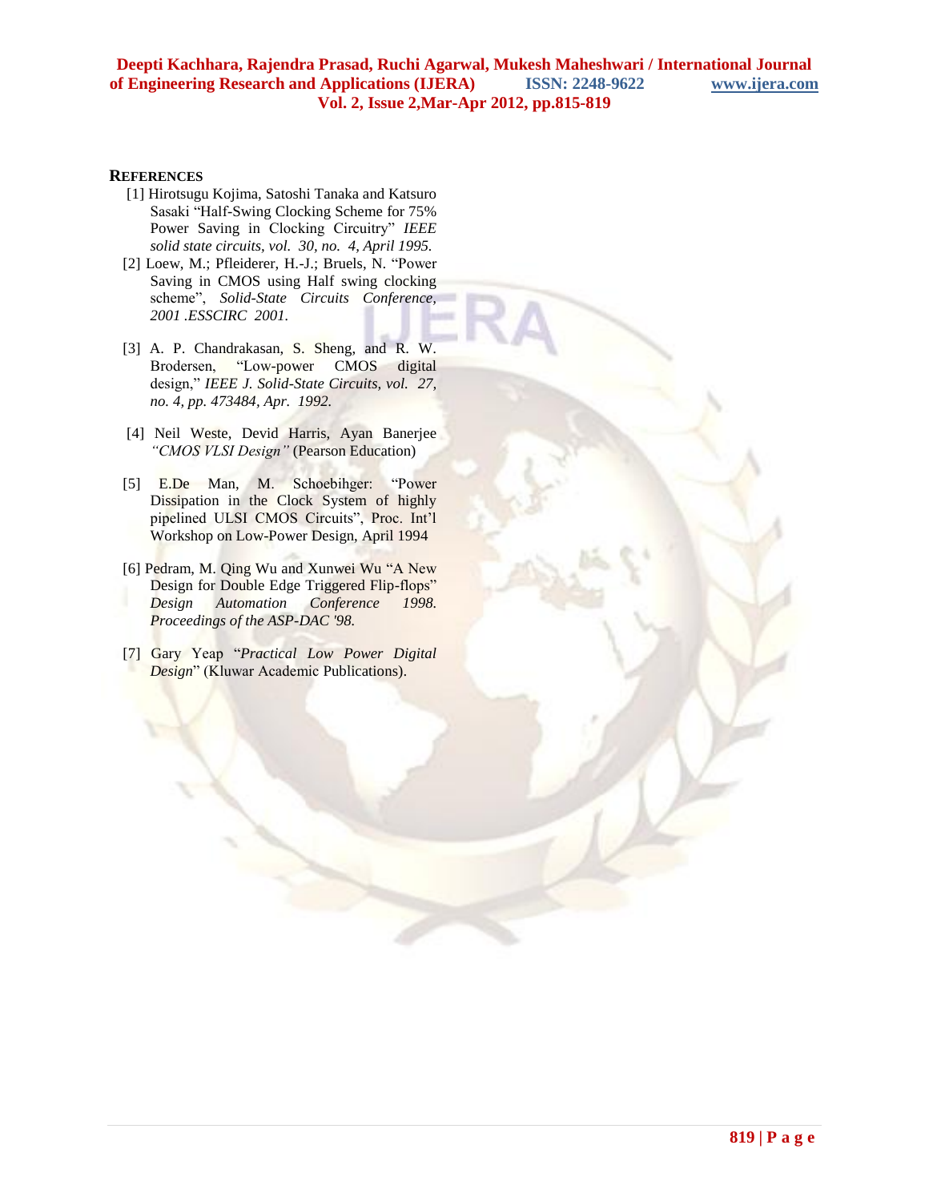## REFERENCES

[1] Hirotsugu Kojima, Satoshi Tanaka and Katsuro Sasaki "Half-Swing Clocking Scheme for 75% Power Saving in Clocking Circuitry" *IEEE solid state circuits, vol. 30, no. 4, April 1995.*

[2] Loew, M.; Pfleiderer, H.-J.; Bruels, N. "Power Saving in CMOS using Half swing clocking scheme", *Solid-State Circuits Conference, 2001 .ESSCIRC 2001.*

[3] A. P. Chandrakasan, S. Sheng, and R. W. Brodersen, "Low-power CMOS digital design," *IEEE J. Solid-State Circuits, vol. 27, no. 4, pp. 473484, Apr. 1992.*

[4] Neil Weste, Devid Harris, Ayan Banerjee *"CMOS VLSI Design"* (Pearson Education)

[5] E.De Man, M. Schoebihger: "Power Dissipation in the Clock System of highly pipelined ULSI CMOS Circuits", Proc. Int'l Workshop on Low-Power Design, April 1994

[6] Pedram, M. Qing Wu and Xunwei Wu "A New Design for Double Edge Triggered Flip-flops" *Design Automation Conference 1998. Proceedings of the ASP-DAC '98.*

[7] Gary Yeap "*Practical Low Power Digital Design*" (Kluwar Academic Publications).